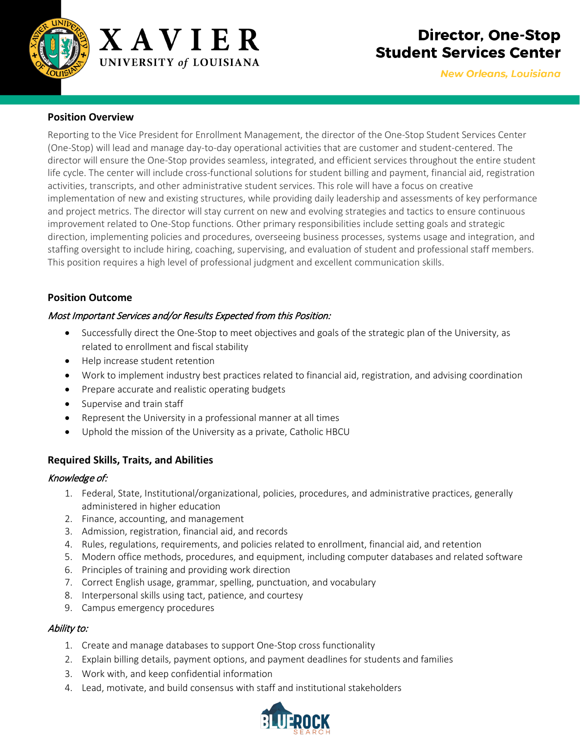# Director, One-Stop Student Services Center

*New Orleans, Louisiana*

### Position Overview

Reporting to the Vice President for Enrollment Management, the director of the One-Stop Student Services Center (One-Stop) will lead and manage day-to-day operational activities that are customer and student-centered. The director will ensure the One-Stop provides seamless, integrated, and efficient services throughout the entire student life cycle. The center will include cross-functional solutions for student billing and payment, financial aid, registration activities, transcripts, and other administrative student services. This role will have a focus on creative implementation of new and existing structures, while providing daily leadership and assessments of key performance and project metrics. The director will stay current on new and evolving strategies and tactics to ensure continuous improvement related to One-Stop functions. Other primary responsibilities include setting goals and strategic direction, implementing policies and procedures, overseeing business processes, systems usage and integration, and staffing oversight to include hiring, coaching, supervising, and evaluation of student and professional staff members. This position requires a high level of professional judgment and excellent communication skills.

### Position Outcome

*Most Important Services and/or Results Expected from this Position:*

- Successfully direct the One-Stop to meet objectives and goals of the strategic plan of the University, as related to enrollment and fiscal stability
- Help increase student retention
- Work to implement industry best practices related to financial aid, registration, and advising coordination
- Prepare accurate and realistic operating budgets
- Supervise and train staff
- Represent the University in a professional manner at all times
- Uphold the mission of the University as a private, Catholic HBCU

### Required Skills, Traits, and Abilities

*Knowledge of:*

1. Federal, State, Institutional/organizational, policies, procedures, and administrative practices, generally administered in higher education
2. Finance, accounting, and management
3. Admission, registration, financial aid, and records
4. Rules, regulations, requirements, and policies related to enrollment, financial aid, and retention
5. Modern office methods, procedures, and equipment, including computer databases and related software
6. Principles of training and providing work direction
7. Correct English usage, grammar, spelling, punctuation, and vocabulary
8. Interpersonal skills using tact, patience, and courtesy
9. Campus emergency procedures

*Ability to:*

1. Create and manage databases to support One-Stop cross functionality
2. Explain billing details, payment options, and payment deadlines for students and families
3. Work with, and keep confidential information
4. Lead, motivate, and build consensus with staff and institutional stakeholders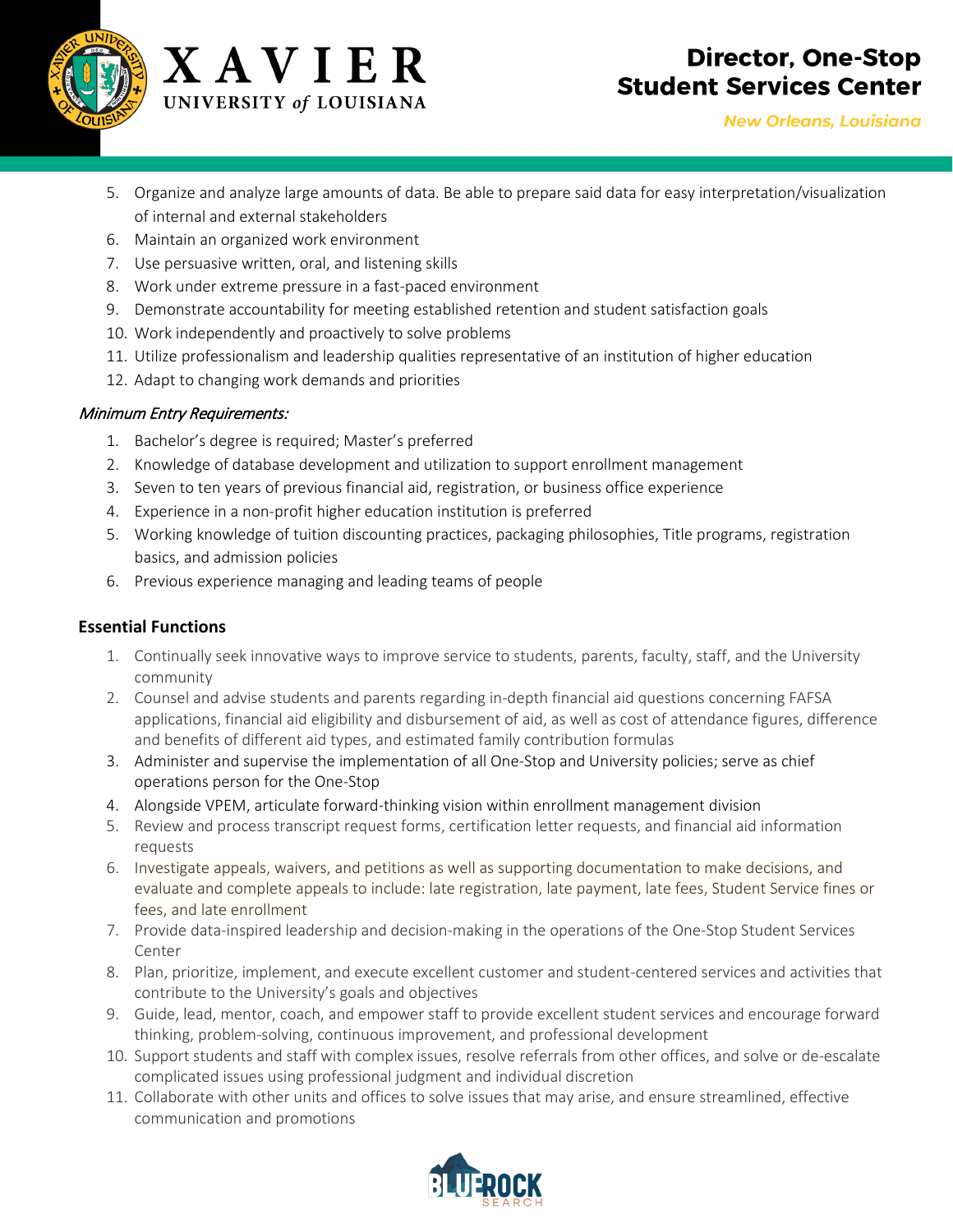5. Organize and analyze large amounts of data. Be able to prepare said data for easy interpretation/visualization of internal and external stakeholders
6. Maintain an organized work environment
7. Use persuasive written, oral, and listening skills
8. Work under extreme pressure in a fast-paced environment
9. Demonstrate accountability for meeting established retention and student satisfaction goals
10. Work independently and proactively to solve problems
11. Utilize professionalism and leadership qualities representative of an institution of higher education
12. Adapt to changing work demands and priorities

*Minimum Entry Requirements:*

1. Bachelor's degree is required; Master's preferred
2. Knowledge of database development and utilization to support enrollment management
3. Seven to ten years of previous financial aid, registration, or business office experience
4. Experience in a non-profit higher education institution is preferred
5. Working knowledge of tuition discounting practices, packaging philosophies, Title programs, registration basics, and admission policies
6. Previous experience managing and leading teams of people

**Essential Functions**

1. Continually seek innovative ways to improve service to students, parents, faculty, staff, and the University community
2. Counsel and advise students and parents regarding in-depth financial aid questions concerning FAFSA applications, financial aid eligibility and disbursement of aid, as well as cost of attendance figures, difference and benefits of different aid types, and estimated family contribution formulas
3. Administer and supervise the implementation of all One-Stop and University policies; serve as chief operations person for the One-Stop
4. Alongside VPEM, articulate forward-thinking vision within enrollment management division
5. Review and process transcript request forms, certification letter requests, and financial aid information requests
6. Investigate appeals, waivers, and petitions as well as supporting documentation to make decisions, and evaluate and complete appeals to include: late registration, late payment, late fees, Student Service fines or fees, and late enrollment
7. Provide data-inspired leadership and decision-making in the operations of the One-Stop Student Services Center
8. Plan, prioritize, implement, and execute excellent customer and student-centered services and activities that contribute to the University's goals and objectives
9. Guide, lead, mentor, coach, and empower staff to provide excellent student services and encourage forward thinking, problem-solving, continuous improvement, and professional development
10. Support students and staff with complex issues, resolve referrals from other offices, and solve or de-escalate complicated issues using professional judgment and individual discretion
11. Collaborate with other units and offices to solve issues that may arise, and ensure streamlined, effective communication and promotions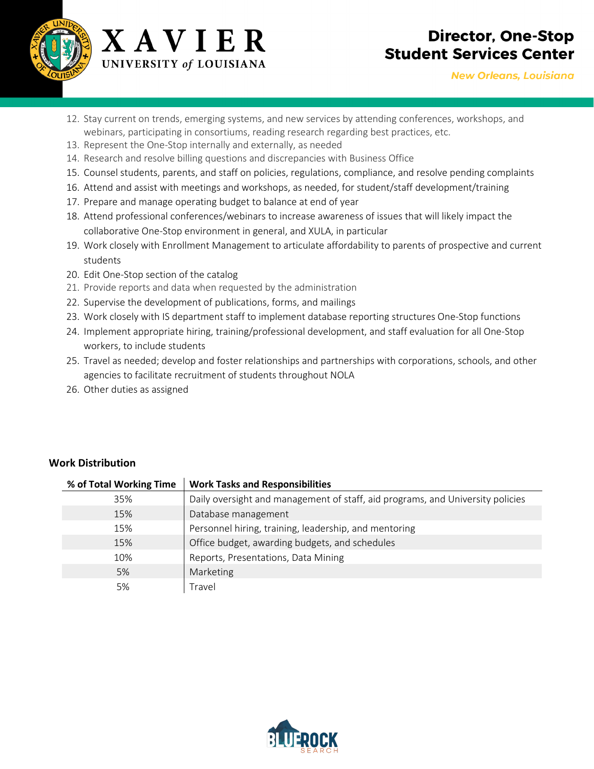12. Stay current on trends, emerging systems, and new services by attending conferences, workshops, and webinars, participating in consortiums, reading research regarding best practices, etc.
13. Represent the One-Stop internally and externally, as needed
14. Research and resolve billing questions and discrepancies with Business Office
15. Counsel students, parents, and staff on policies, regulations, compliance, and resolve pending complaints
16. Attend and assist with meetings and workshops, as needed, for student/staff development/training
17. Prepare and manage operating budget to balance at end of year
18. Attend professional conferences/webinars to increase awareness of issues that will likely impact the collaborative One-Stop environment in general, and XULA, in particular
19. Work closely with Enrollment Management to articulate affordability to parents of prospective and current students
20. Edit One-Stop section of the catalog
21. Provide reports and data when requested by the administration
22. Supervise the development of publications, forms, and mailings
23. Work closely with IS department staff to implement database reporting structures One-Stop functions
24. Implement appropriate hiring, training/professional development, and staff evaluation for all One-Stop workers, to include students
25. Travel as needed; develop and foster relationships and partnerships with corporations, schools, and other agencies to facilitate recruitment of students throughout NOLA
26. Other duties as assigned

**Work Distribution**

| % of Total Working Time | Work Tasks and Responsibilities |
|---|---|
| 35% | Daily oversight and management of staff, aid programs, and University policies |
| 15% | Database management |
| 15% | Personnel hiring, training, leadership, and mentoring |
| 15% | Office budget, awarding budgets, and schedules |
| 10% | Reports, Presentations, Data Mining |
| 5% | Marketing |
| 5% | Travel |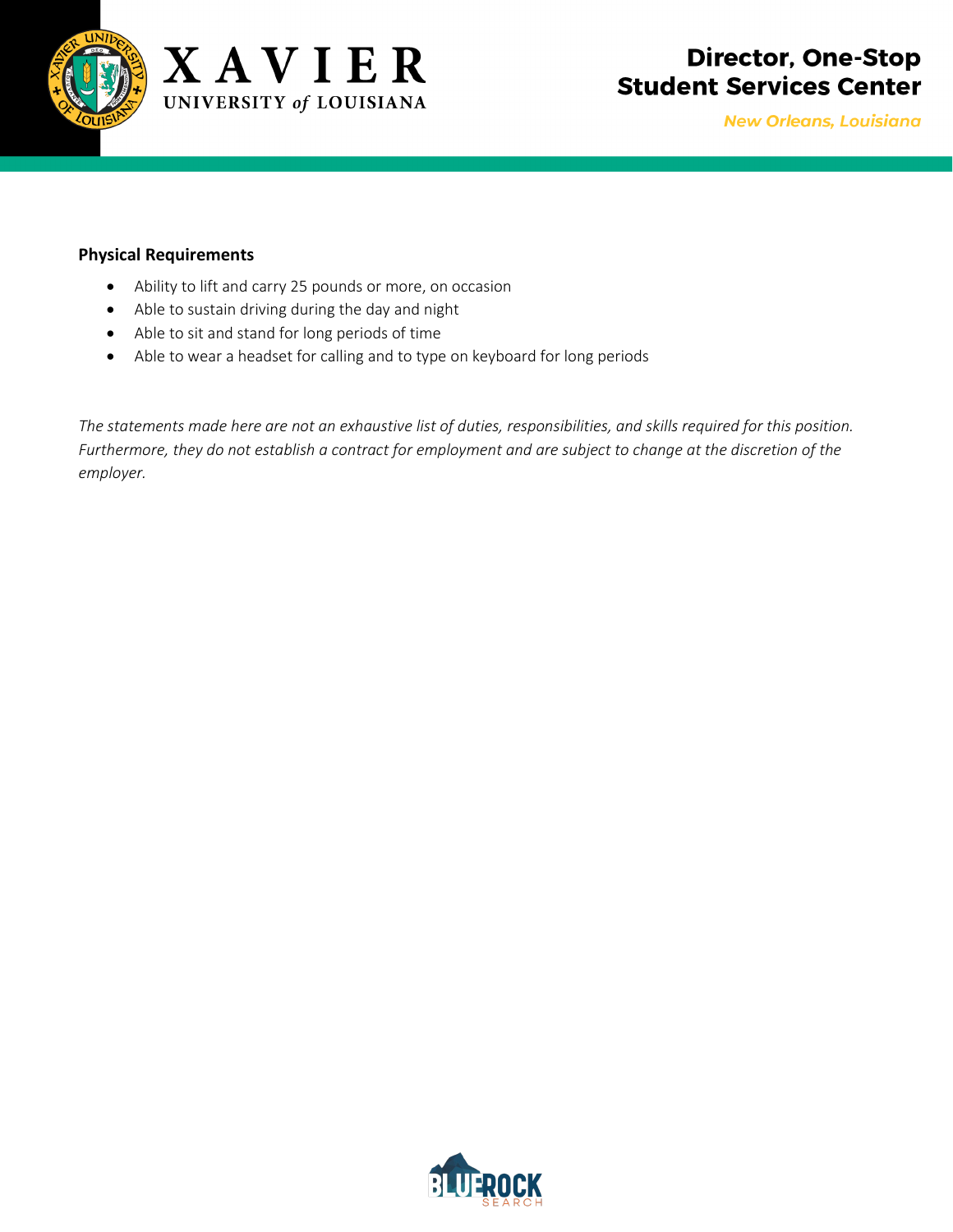**Physical Requirements**

- Ability to lift and carry 25 pounds or more, on occasion
- Able to sustain driving during the day and night
- Able to sit and stand for long periods of time
- Able to wear a headset for calling and to type on keyboard for long periods

*The statements made here are not an exhaustive list of duties, responsibilities, and skills required for this position. Furthermore, they do not establish a contract for employment and are subject to change at the discretion of the employer.*